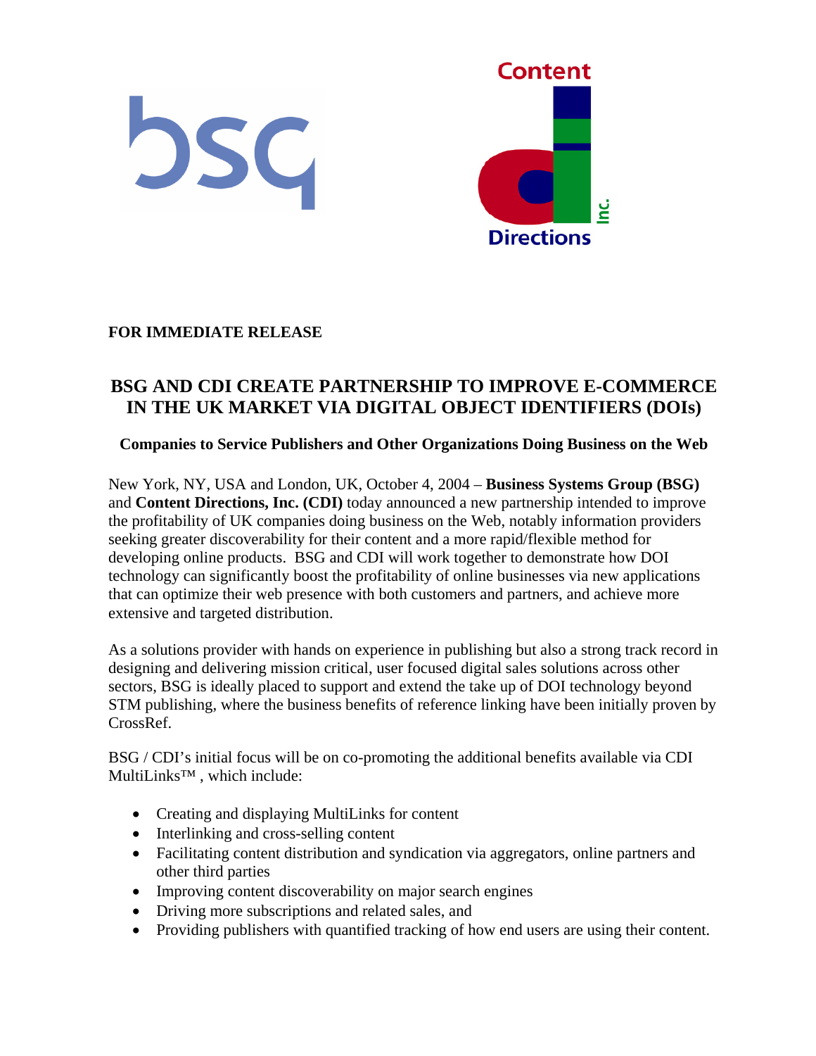**FOR IMMEDIATE RELEASE**

## BSG AND CDI CREATE PARTNERSHIP TO IMPROVE E-COMMERCE IN THE UK MARKET VIA DIGITAL OBJECT IDENTIFIERS (DOIs)

### Companies to Service Publishers and Other Organizations Doing Business on the Web

New York, NY, USA and London, UK, October 4, 2004 – **Business Systems Group (BSG)** and **Content Directions, Inc. (CDI)** today announced a new partnership intended to improve the profitability of UK companies doing business on the Web, notably information providers seeking greater discoverability for their content and a more rapid/flexible method for developing online products. BSG and CDI will work together to demonstrate how DOI technology can significantly boost the profitability of online businesses via new applications that can optimize their web presence with both customers and partners, and achieve more extensive and targeted distribution.

As a solutions provider with hands on experience in publishing but also a strong track record in designing and delivering mission critical, user focused digital sales solutions across other sectors, BSG is ideally placed to support and extend the take up of DOI technology beyond STM publishing, where the business benefits of reference linking have been initially proven by CrossRef.

BSG / CDI's initial focus will be on co-promoting the additional benefits available via CDI MultiLinks™ , which include:

- Creating and displaying MultiLinks for content
- Interlinking and cross-selling content
- Facilitating content distribution and syndication via aggregators, online partners and other third parties
- Improving content discoverability on major search engines
- Driving more subscriptions and related sales, and
- Providing publishers with quantified tracking of how end users are using their content.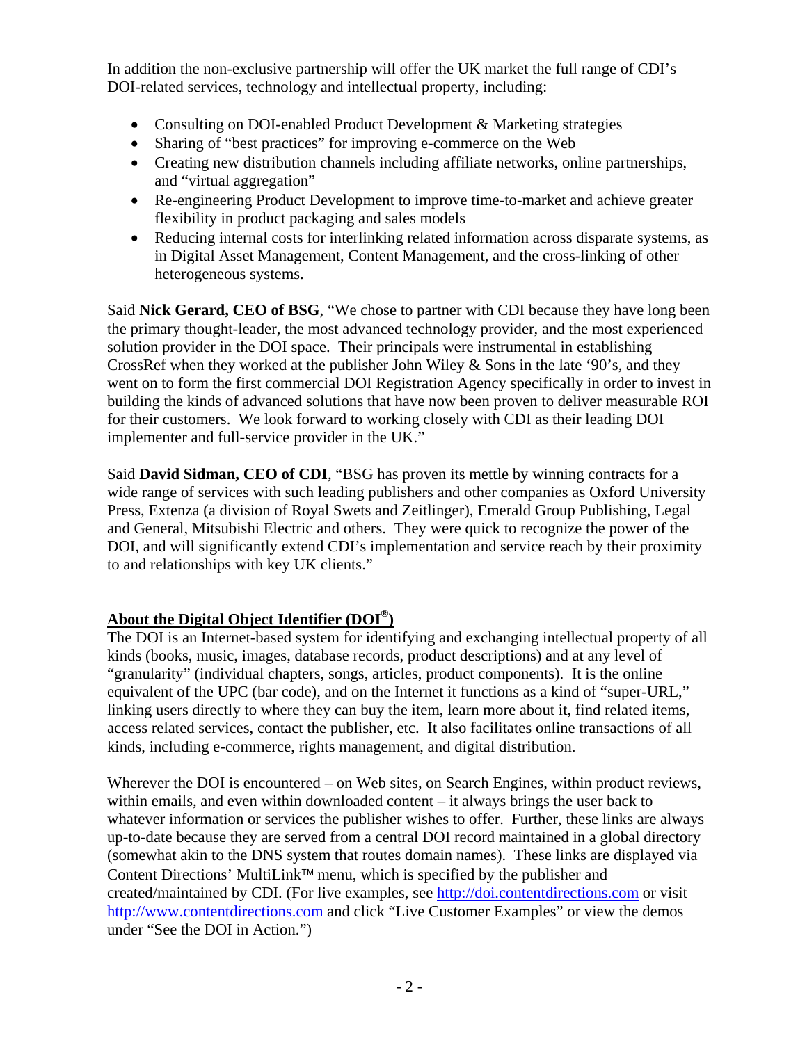In addition the non-exclusive partnership will offer the UK market the full range of CDI's DOI-related services, technology and intellectual property, including:

- Consulting on DOI-enabled Product Development & Marketing strategies
- Sharing of "best practices" for improving e-commerce on the Web
- Creating new distribution channels including affiliate networks, online partnerships, and "virtual aggregation"
- Re-engineering Product Development to improve time-to-market and achieve greater flexibility in product packaging and sales models
- Reducing internal costs for interlinking related information across disparate systems, as in Digital Asset Management, Content Management, and the cross-linking of other heterogeneous systems.

Said **Nick Gerard, CEO of BSG**, "We chose to partner with CDI because they have long been the primary thought-leader, the most advanced technology provider, and the most experienced solution provider in the DOI space. Their principals were instrumental in establishing CrossRef when they worked at the publisher John Wiley & Sons in the late '90's, and they went on to form the first commercial DOI Registration Agency specifically in order to invest in building the kinds of advanced solutions that have now been proven to deliver measurable ROI for their customers. We look forward to working closely with CDI as their leading DOI implementer and full-service provider in the UK."

Said **David Sidman, CEO of CDI**, "BSG has proven its mettle by winning contracts for a wide range of services with such leading publishers and other companies as Oxford University Press, Extenza (a division of Royal Swets and Zeitlinger), Emerald Group Publishing, Legal and General, Mitsubishi Electric and others. They were quick to recognize the power of the DOI, and will significantly extend CDI's implementation and service reach by their proximity to and relationships with key UK clients."

## About the Digital Object Identifier (DOI®)

The DOI is an Internet-based system for identifying and exchanging intellectual property of all kinds (books, music, images, database records, product descriptions) and at any level of "granularity" (individual chapters, songs, articles, product components). It is the online equivalent of the UPC (bar code), and on the Internet it functions as a kind of "super-URL," linking users directly to where they can buy the item, learn more about it, find related items, access related services, contact the publisher, etc. It also facilitates online transactions of all kinds, including e-commerce, rights management, and digital distribution.

Wherever the DOI is encountered – on Web sites, on Search Engines, within product reviews, within emails, and even within downloaded content – it always brings the user back to whatever information or services the publisher wishes to offer. Further, these links are always up-to-date because they are served from a central DOI record maintained in a global directory (somewhat akin to the DNS system that routes domain names). These links are displayed via Content Directions' MultiLink™ menu, which is specified by the publisher and created/maintained by CDI. (For live examples, see http://doi.contentdirections.com or visit http://www.contentdirections.com and click "Live Customer Examples" or view the demos under "See the DOI in Action.")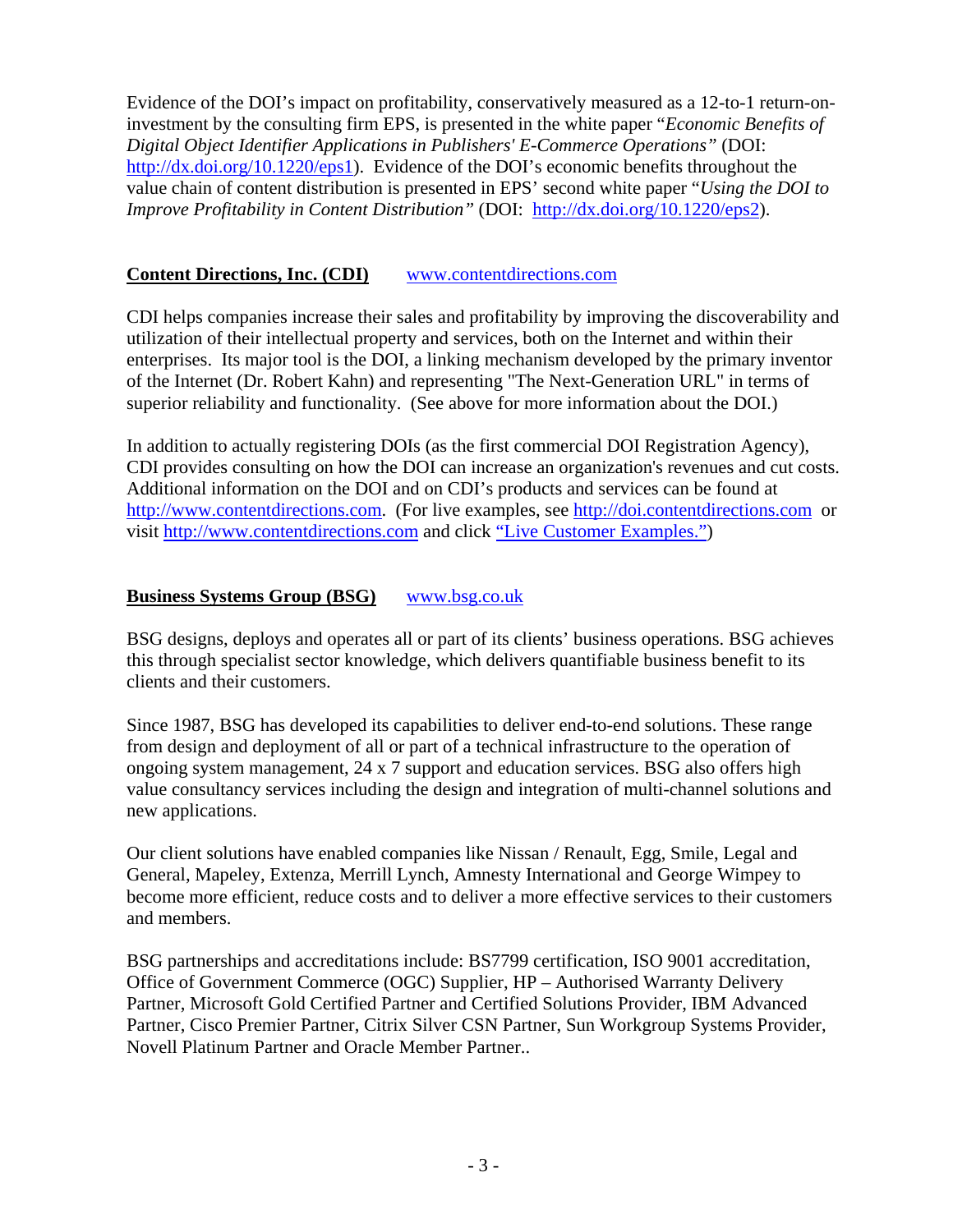Evidence of the DOI's impact on profitability, conservatively measured as a 12-to-1 return-on-investment by the consulting firm EPS, is presented in the white paper "*Economic Benefits of Digital Object Identifier Applications in Publishers' E-Commerce Operations*" (DOI: [http://dx.doi.org/10.1220/eps1](http://dx.doi.org/10.1220/eps1)). Evidence of the DOI's economic benefits throughout the value chain of content distribution is presented in EPS' second white paper "*Using the DOI to Improve Profitability in Content Distribution*" (DOI: [http://dx.doi.org/10.1220/eps2](http://dx.doi.org/10.1220/eps2)).

**<u>Content Directions, Inc. (CDI)</u>** [www.contentdirections.com](http://www.contentdirections.com)

CDI helps companies increase their sales and profitability by improving the discoverability and utilization of their intellectual property and services, both on the Internet and within their enterprises. Its major tool is the DOI, a linking mechanism developed by the primary inventor of the Internet (Dr. Robert Kahn) and representing "The Next-Generation URL" in terms of superior reliability and functionality. (See above for more information about the DOI.)

In addition to actually registering DOIs (as the first commercial DOI Registration Agency), CDI provides consulting on how the DOI can increase an organization's revenues and cut costs. Additional information on the DOI and on CDI's products and services can be found at [http://www.contentdirections.com](http://www.contentdirections.com). (For live examples, see [http://doi.contentdirections.com](http://doi.contentdirections.com) or visit [http://www.contentdirections.com](http://www.contentdirections.com) and click "Live Customer Examples.")

**<u>Business Systems Group (BSG)</u>** [www.bsg.co.uk](http://www.bsg.co.uk)

BSG designs, deploys and operates all or part of its clients' business operations. BSG achieves this through specialist sector knowledge, which delivers quantifiable business benefit to its clients and their customers.

Since 1987, BSG has developed its capabilities to deliver end-to-end solutions. These range from design and deployment of all or part of a technical infrastructure to the operation of ongoing system management, 24 x 7 support and education services. BSG also offers high value consultancy services including the design and integration of multi-channel solutions and new applications.

Our client solutions have enabled companies like Nissan / Renault, Egg, Smile, Legal and General, Mapeley, Extenza, Merrill Lynch, Amnesty International and George Wimpey to become more efficient, reduce costs and to deliver a more effective services to their customers and members.

BSG partnerships and accreditations include: BS7799 certification, ISO 9001 accreditation, Office of Government Commerce (OGC) Supplier, HP – Authorised Warranty Delivery Partner, Microsoft Gold Certified Partner and Certified Solutions Provider, IBM Advanced Partner, Cisco Premier Partner, Citrix Silver CSN Partner, Sun Workgroup Systems Provider, Novell Platinum Partner and Oracle Member Partner..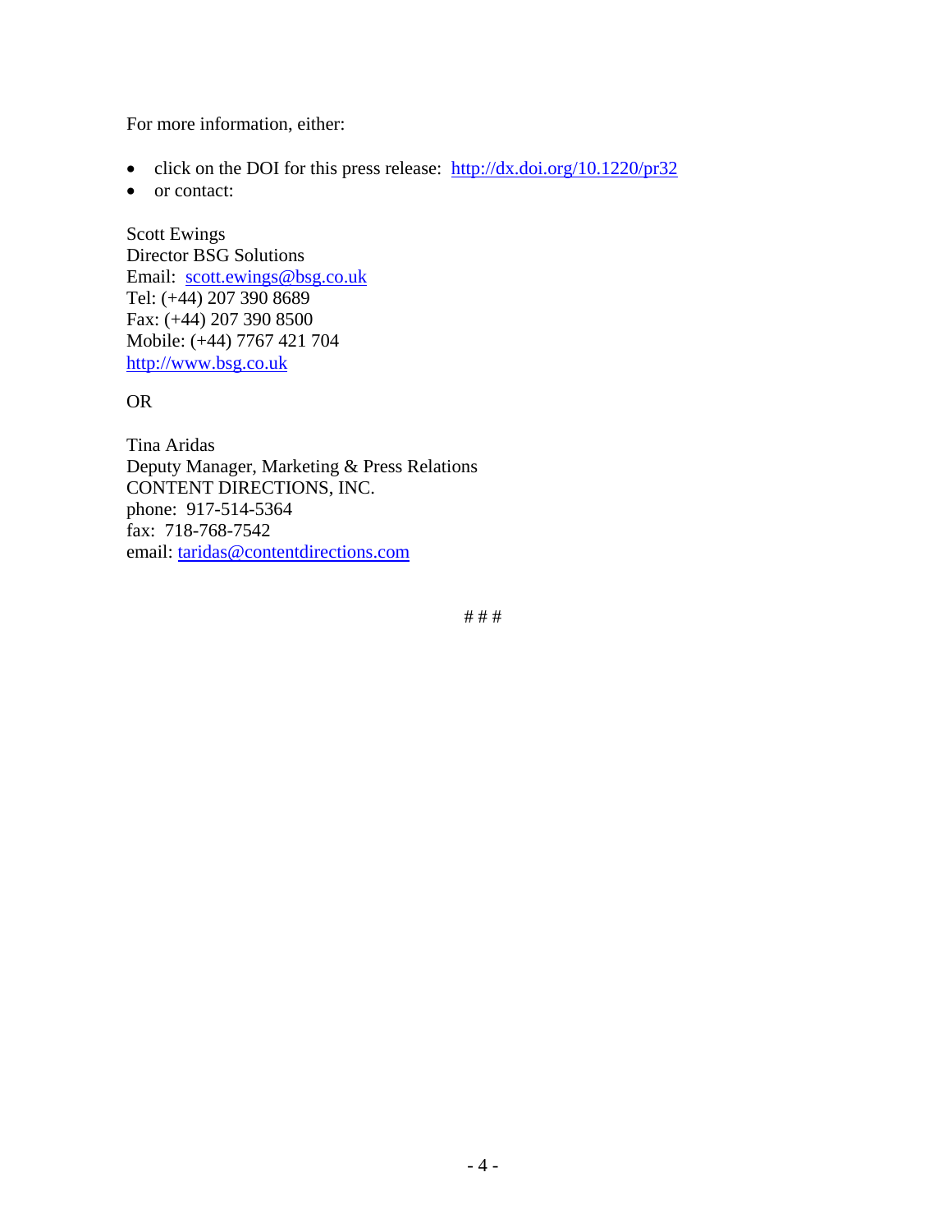For more information, either:

- click on the DOI for this press release: http://dx.doi.org/10.1220/pr32
- or contact:

Scott Ewings  
Director BSG Solutions  
Email: scott.ewings@bsg.co.uk  
Tel: (+44) 207 390 8689  
Fax: (+44) 207 390 8500  
Mobile: (+44) 7767 421 704  
http://www.bsg.co.uk

OR

Tina Aridas  
Deputy Manager, Marketing & Press Relations  
CONTENT DIRECTIONS, INC.  
phone: 917-514-5364  
fax: 718-768-7542  
email: taridas@contentdirections.com

# # #